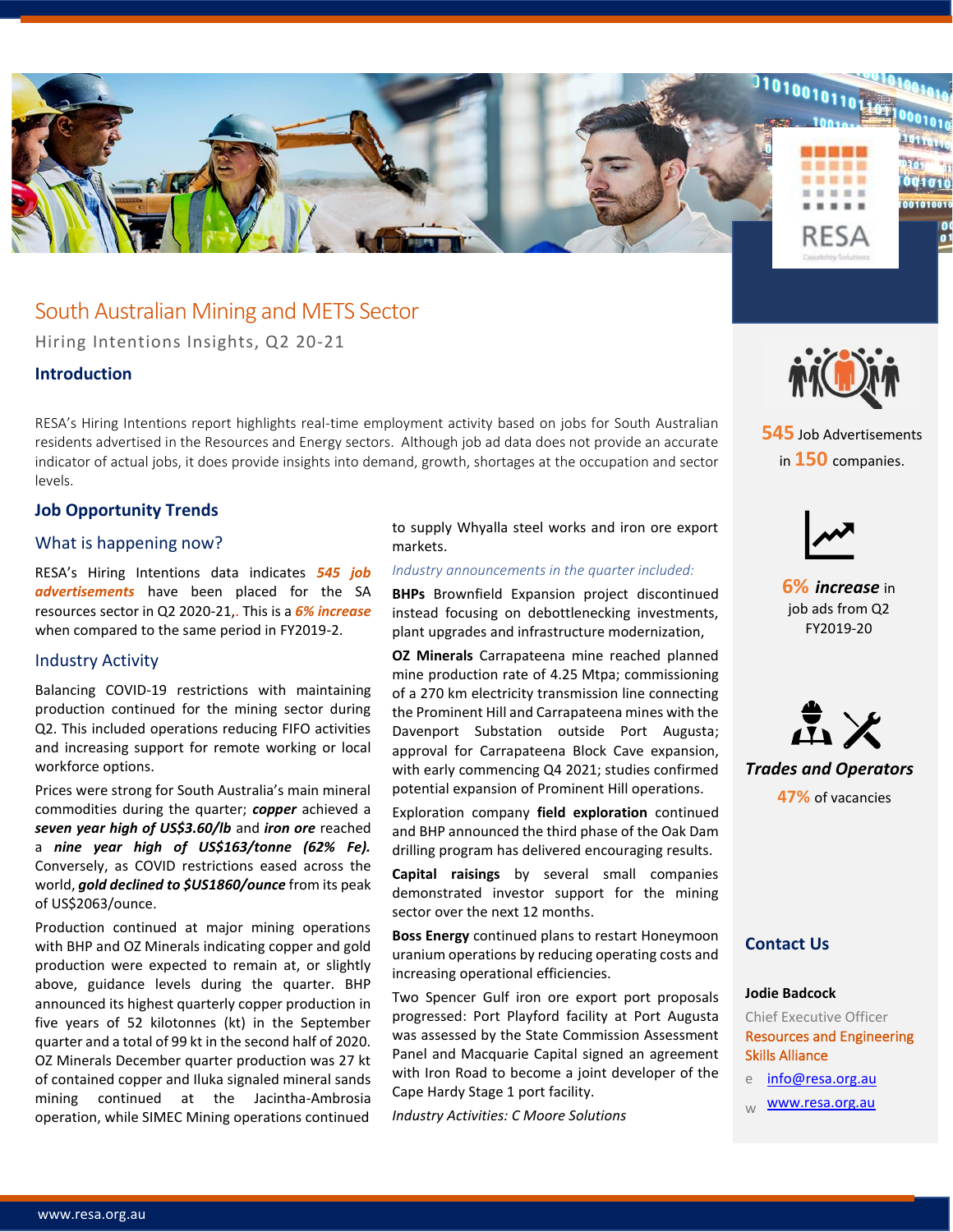# South Australian Mining and METS Sector

Hiring Intentions Insights, Q2 20-21

## Introduction

RESA's Hiring Intentions report highlights real-time employment activity based on jobs for South Australian residents advertised in the Resources and Energy sectors. Although job ad data does not provide an accurate indicator of actual jobs, it does provide insights into demand, growth, shortages at the occupation and sector levels.

## Job Opportunity Trends

### What is happening now?

RESA's Hiring Intentions data indicates ***545 job advertisements*** have been placed for the SA resources sector in Q2 2020-21,. This is a ***6% increase*** when compared to the same period in FY2019-2.

### Industry Activity

Balancing COVID-19 restrictions with maintaining production continued for the mining sector during Q2. This included operations reducing FIFO activities and increasing support for remote working or local workforce options.

Prices were strong for South Australia's main mineral commodities during the quarter; ***copper*** achieved a ***seven year high of US$3.60/lb*** and ***iron ore*** reached a ***nine year high of US$163/tonne (62% Fe).*** Conversely, as COVID restrictions eased across the world, ***gold declined to $US1860/ounce*** from its peak of US$2063/ounce.

Production continued at major mining operations with BHP and OZ Minerals indicating copper and gold production were expected to remain at, or slightly above, guidance levels during the quarter. BHP announced its highest quarterly copper production in five years of 52 kilotonnes (kt) in the September quarter and a total of 99 kt in the second half of 2020. OZ Minerals December quarter production was 27 kt of contained copper and Iluka signaled mineral sands mining continued at the Jacintha-Ambrosia operation, while SIMEC Mining operations continued to supply Whyalla steel works and iron ore export markets.

*Industry announcements in the quarter included:*

**BHPs** Brownfield Expansion project discontinued instead focusing on debottlenecking investments, plant upgrades and infrastructure modernization,

**OZ Minerals** Carrapateena mine reached planned mine production rate of 4.25 Mtpa; commissioning of a 270 km electricity transmission line connecting the Prominent Hill and Carrapateena mines with the Davenport Substation outside Port Augusta; approval for Carrapateena Block Cave expansion, with early commencing Q4 2021; studies confirmed potential expansion of Prominent Hill operations.

Exploration company **field exploration** continued and BHP announced the third phase of the Oak Dam drilling program has delivered encouraging results.

**Capital raisings** by several small companies demonstrated investor support for the mining sector over the next 12 months.

**Boss Energy** continued plans to restart Honeymoon uranium operations by reducing operating costs and increasing operational efficiencies.

Two Spencer Gulf iron ore export port proposals progressed: Port Playford facility at Port Augusta was assessed by the State Commission Assessment Panel and Macquarie Capital signed an agreement with Iron Road to become a joint developer of the Cape Hardy Stage 1 port facility.

*Industry Activities: C Moore Solutions*

---

**545** Job Advertisements in **150** companies.

**6% *increase*** in job ads from Q2 FY2019-20

***Trades and Operators***

**47%** of vacancies

## Contact Us

**Jodie Badcock**

Chief Executive Officer

Resources and Engineering Skills Alliance

e info@resa.org.au

w www.resa.org.au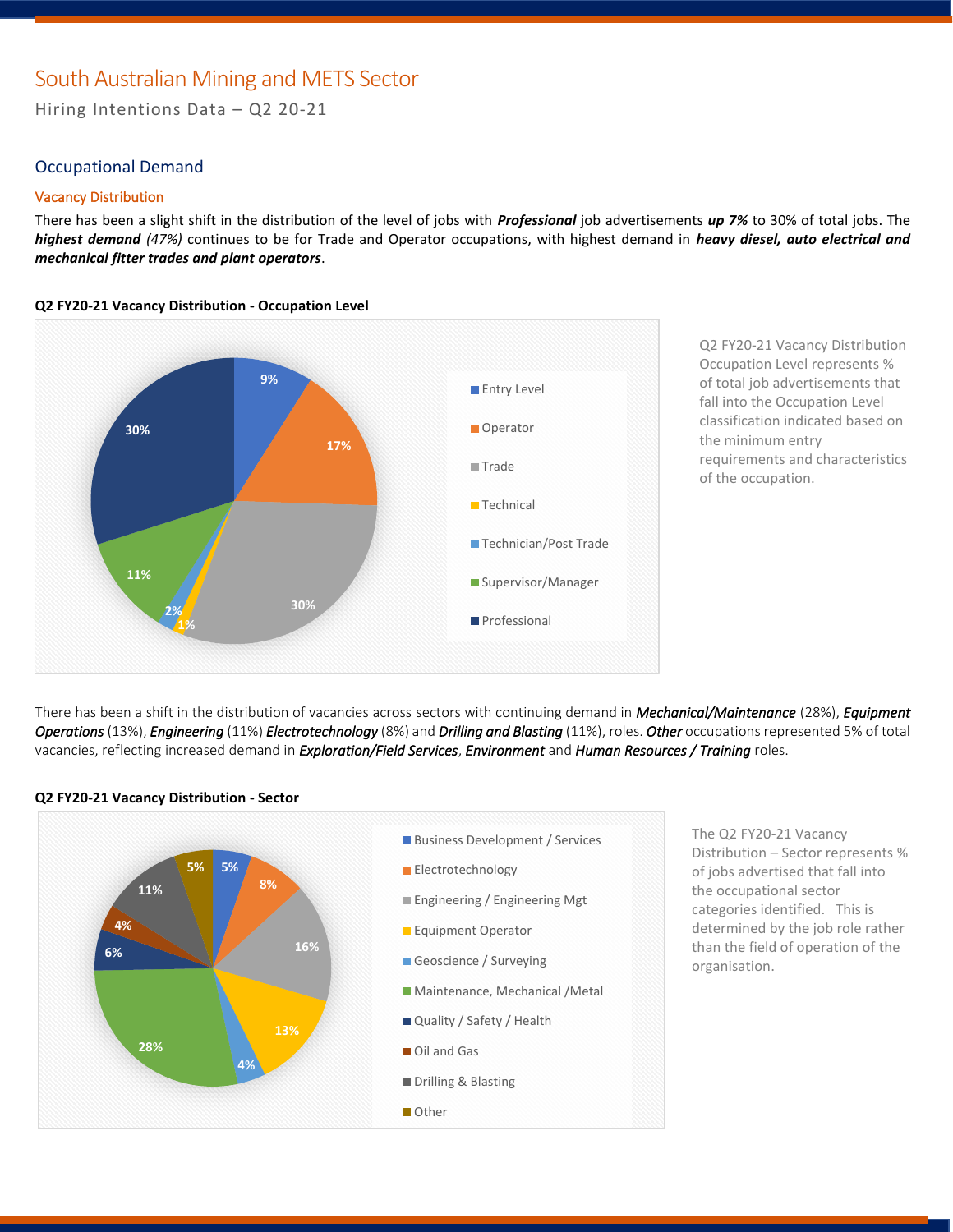# South Australian Mining and METS Sector

Hiring Intentions Data – Q2 20-21

## Occupational Demand

### Vacancy Distribution

There has been a slight shift in the distribution of the level of jobs with ***Professional*** job advertisements ***up 7%*** to 30% of total jobs. The ***highest demand*** *(47%)* continues to be for Trade and Operator occupations, with highest demand in ***heavy diesel, auto electrical and mechanical fitter trades and plant operators***.

**Q2 FY20-21 Vacancy Distribution - Occupation Level**

| Occupation Level | % |
|---|---|
| Entry Level | 9% |
| Operator | 17% |
| Trade | 30% |
| Technical | 1% |
| Technician/Post Trade | 2% |
| Supervisor/Manager | 11% |
| Professional | 30% |

Q2 FY20-21 Vacancy Distribution Occupation Level represents % of total job advertisements that fall into the Occupation Level classification indicated based on the minimum entry requirements and characteristics of the occupation.

There has been a shift in the distribution of vacancies across sectors with continuing demand in ***Mechanical/Maintenance*** (28%), ***Equipment Operations*** (13%), ***Engineering*** (11%) ***Electrotechnology*** (8%) and ***Drilling and Blasting*** (11%), roles. ***Other*** occupations represented 5% of total vacancies, reflecting increased demand in ***Exploration/Field Services***, ***Environment*** and ***Human Resources / Training*** roles.

**Q2 FY20-21 Vacancy Distribution - Sector**

| Sector | % |
|---|---|
| Business Development / Services | 5% |
| Electrotechnology | 8% |
| Engineering / Engineering Mgt | 16% |
| Equipment Operator | 13% |
| Geoscience / Surveying | 4% |
| Maintenance, Mechanical /Metal | 28% |
| Quality / Safety / Health | 6% |
| Oil and Gas | 4% |
| Drilling & Blasting | 11% |
| Other | 5% |

The Q2 FY20-21 Vacancy Distribution – Sector represents % of jobs advertised that fall into the occupational sector categories identified. This is determined by the job role rather than the field of operation of the organisation.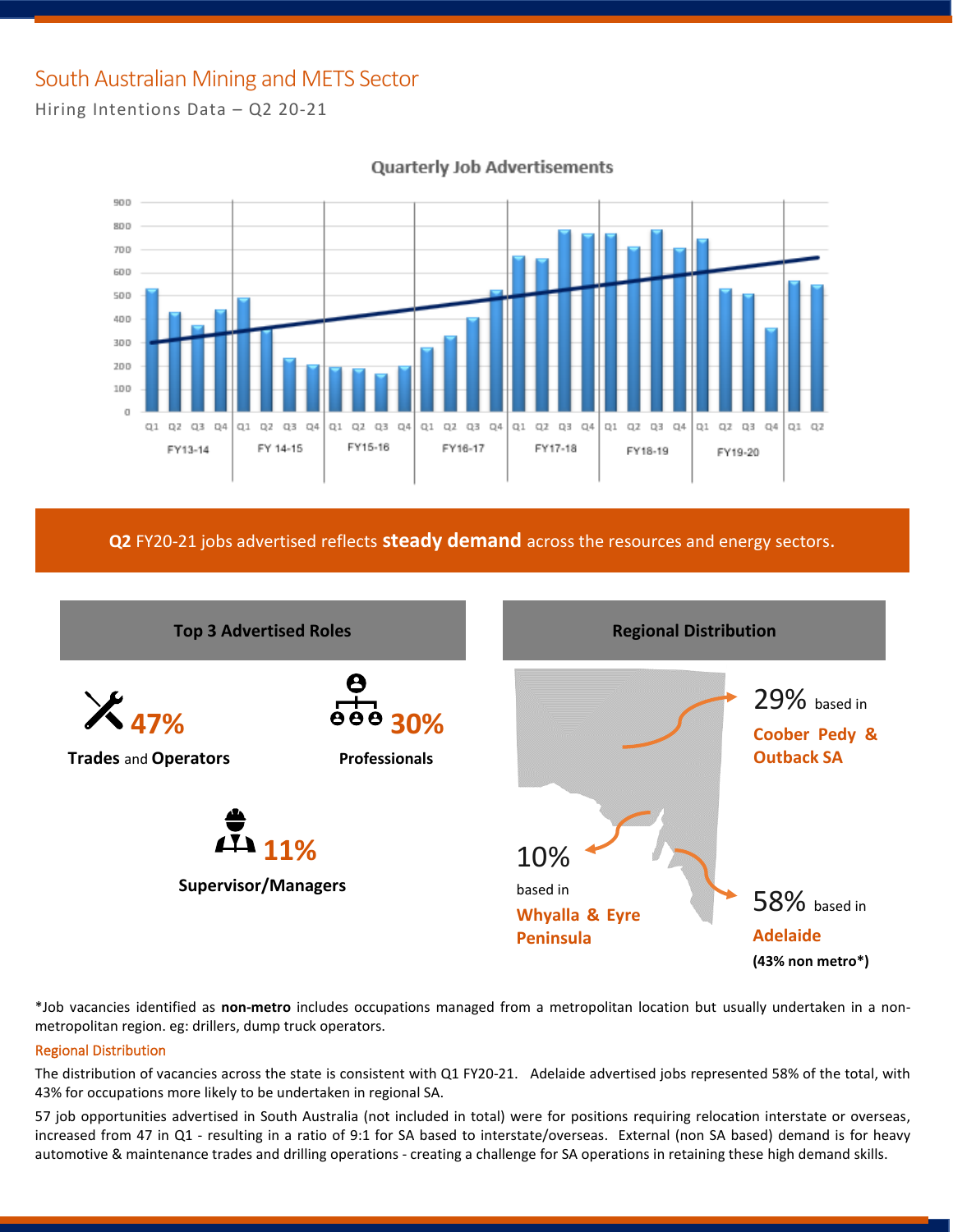# South Australian Mining and METS Sector

Hiring Intentions Data – Q2 20-21

**Quarterly Job Advertisements**

900
800
700
600
500
400
300
200
100
0

Q1 Q2 Q3 Q4 Q1 Q2 Q3 Q4 Q1 Q2 Q3 Q4 Q1 Q2 Q3 Q4 Q1 Q2 Q3 Q4 Q1 Q2 Q3 Q4 Q1 Q2 Q3 Q4 Q1 Q2

FY13-14 FY 14-15 FY15-16 FY16-17 FY17-18 FY18-19 FY19-20

**Q2** FY20-21 jobs advertised reflects **steady demand** across the resources and energy sectors.

## Top 3 Advertised Roles

**47%** **Trades** and **Operators**

**30%** **Professionals**

**11%** **Supervisor/Managers**

## Regional Distribution

29% based in **Coober Pedy & Outback SA**

10% based in **Whyalla & Eyre Peninsula**

58% based in **Adelaide** **(43% non metro*)**

*Job vacancies identified as **non-metro** includes occupations managed from a metropolitan location but usually undertaken in a non-metropolitan region. eg: drillers, dump truck operators.

### Regional Distribution

The distribution of vacancies across the state is consistent with Q1 FY20-21. Adelaide advertised jobs represented 58% of the total, with 43% for occupations more likely to be undertaken in regional SA.

57 job opportunities advertised in South Australia (not included in total) were for positions requiring relocation interstate or overseas, increased from 47 in Q1 - resulting in a ratio of 9:1 for SA based to interstate/overseas. External (non SA based) demand is for heavy automotive & maintenance trades and drilling operations - creating a challenge for SA operations in retaining these high demand skills.